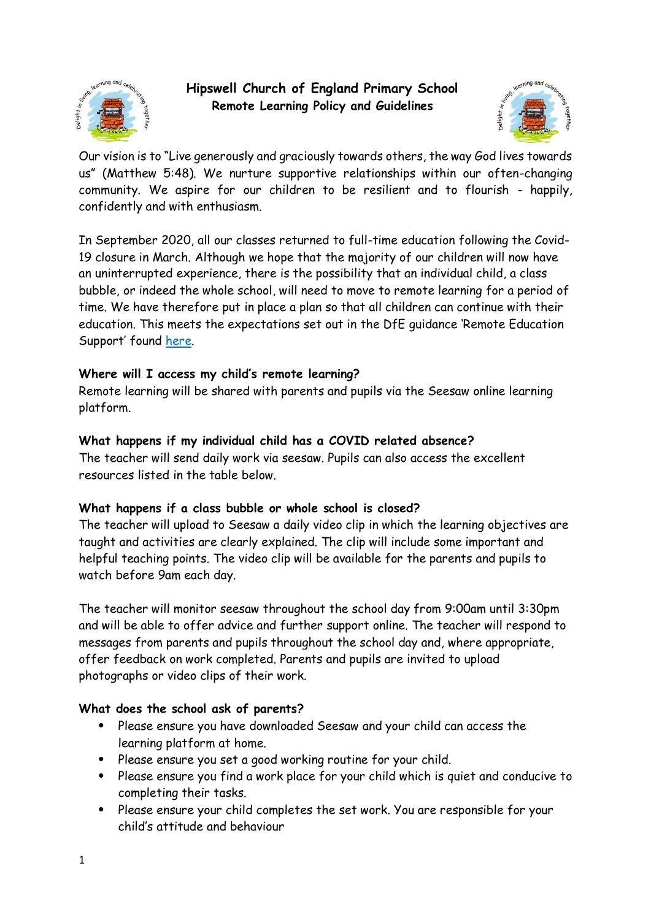# Hipswell Church of England Primary School

## Remote Learning Policy and Guidelines

Our vision is to "Live generously and graciously towards others, the way God lives towards us" (Matthew 5:48). We nurture supportive relationships within our often-changing community. We aspire for our children to be resilient and to flourish - happily, confidently and with enthusiasm.

In September 2020, all our classes returned to full-time education following the Covid-19 closure in March. Although we hope that the majority of our children will now have an uninterrupted experience, there is the possibility that an individual child, a class bubble, or indeed the whole school, will need to move to remote learning for a period of time. We have therefore put in place a plan so that all children can continue with their education. This meets the expectations set out in the DfE guidance 'Remote Education Support' found here.

**Where will I access my child's remote learning?**

Remote learning will be shared with parents and pupils via the Seesaw online learning platform.

**What happens if my individual child has a COVID related absence?**

The teacher will send daily work via seesaw. Pupils can also access the excellent resources listed in the table below.

**What happens if a class bubble or whole school is closed?**

The teacher will upload to Seesaw a daily video clip in which the learning objectives are taught and activities are clearly explained. The clip will include some important and helpful teaching points. The video clip will be available for the parents and pupils to watch before 9am each day.

The teacher will monitor seesaw throughout the school day from 9:00am until 3:30pm and will be able to offer advice and further support online. The teacher will respond to messages from parents and pupils throughout the school day and, where appropriate, offer feedback on work completed. Parents and pupils are invited to upload photographs or video clips of their work.

**What does the school ask of parents?**

- Please ensure you have downloaded Seesaw and your child can access the learning platform at home.
- Please ensure you set a good working routine for your child.
- Please ensure you find a work place for your child which is quiet and conducive to completing their tasks.
- Please ensure your child completes the set work. You are responsible for your child's attitude and behaviour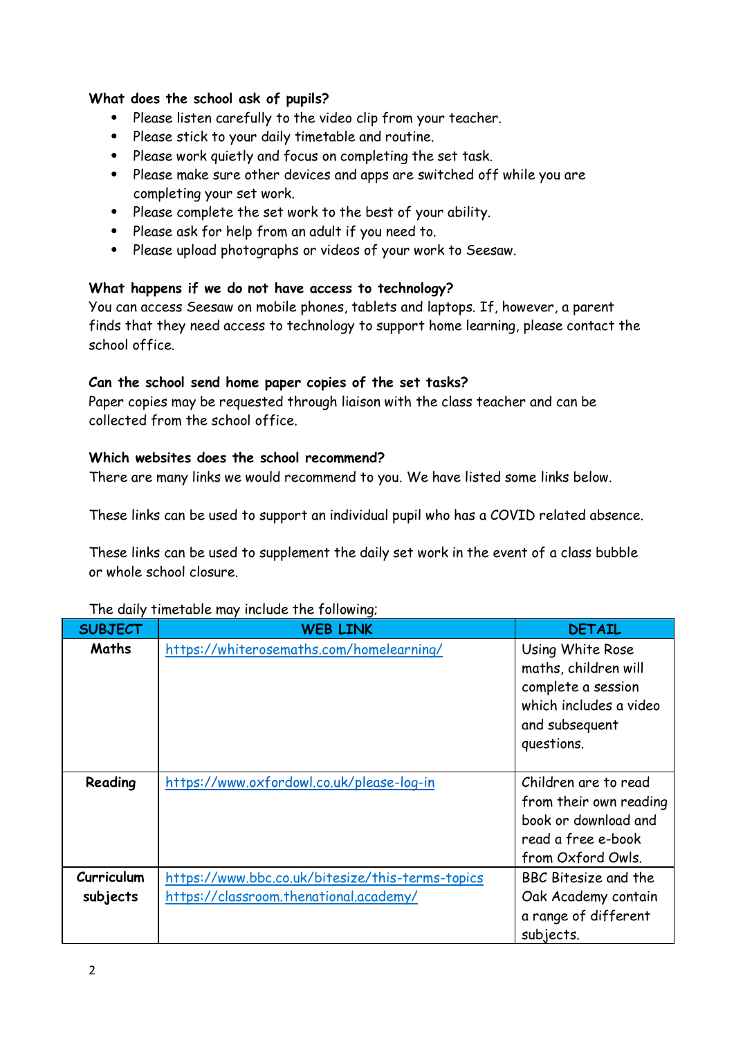**What does the school ask of pupils?**

- Please listen carefully to the video clip from your teacher.
- Please stick to your daily timetable and routine.
- Please work quietly and focus on completing the set task.
- Please make sure other devices and apps are switched off while you are completing your set work.
- Please complete the set work to the best of your ability.
- Please ask for help from an adult if you need to.
- Please upload photographs or videos of your work to Seesaw.

**What happens if we do not have access to technology?**

You can access Seesaw on mobile phones, tablets and laptops. If, however, a parent finds that they need access to technology to support home learning, please contact the school office.

**Can the school send home paper copies of the set tasks?**

Paper copies may be requested through liaison with the class teacher and can be collected from the school office.

**Which websites does the school recommend?**

There are many links we would recommend to you. We have listed some links below.

These links can be used to support an individual pupil who has a COVID related absence.

These links can be used to supplement the daily set work in the event of a class bubble or whole school closure.

The daily timetable may include the following;

| SUBJECT | WEB LINK | DETAIL |
|---|---|---|
| **Maths** | https://whiterosemaths.com/homelearning/ | Using White Rose maths, children will complete a session which includes a video and subsequent questions. |
| **Reading** | https://www.oxfordowl.co.uk/please-log-in | Children are to read from their own reading book or download and read a free e-book from Oxford Owls. |
| **Curriculum subjects** | https://www.bbc.co.uk/bitesize/this-terms-topics https://classroom.thenational.academy/ | BBC Bitesize and the Oak Academy contain a range of different subjects. |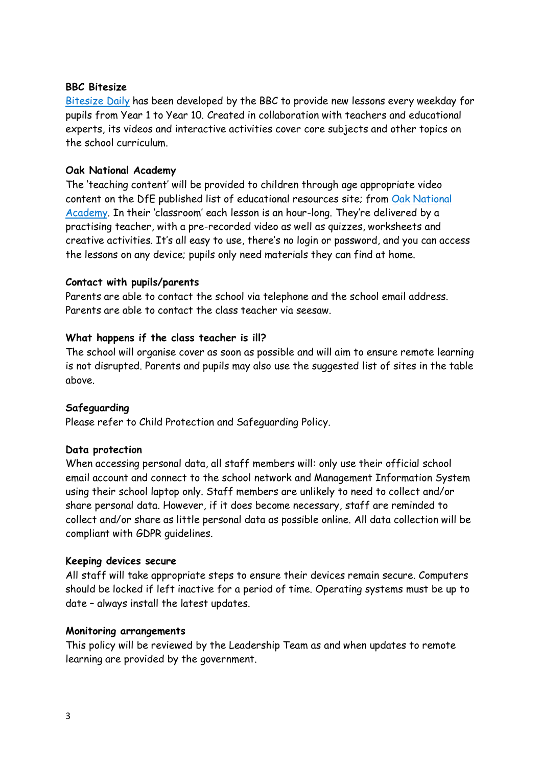**BBC Bitesize**

Bitesize Daily has been developed by the BBC to provide new lessons every weekday for pupils from Year 1 to Year 10. Created in collaboration with teachers and educational experts, its videos and interactive activities cover core subjects and other topics on the school curriculum.

**Oak National Academy**

The 'teaching content' will be provided to children through age appropriate video content on the DfE published list of educational resources site; from Oak National Academy. In their 'classroom' each lesson is an hour-long. They're delivered by a practising teacher, with a pre-recorded video as well as quizzes, worksheets and creative activities. It's all easy to use, there's no login or password, and you can access the lessons on any device; pupils only need materials they can find at home.

**Contact with pupils/parents**

Parents are able to contact the school via telephone and the school email address. Parents are able to contact the class teacher via seesaw.

**What happens if the class teacher is ill?**

The school will organise cover as soon as possible and will aim to ensure remote learning is not disrupted. Parents and pupils may also use the suggested list of sites in the table above.

**Safeguarding**

Please refer to Child Protection and Safeguarding Policy.

**Data protection**

When accessing personal data, all staff members will: only use their official school email account and connect to the school network and Management Information System using their school laptop only. Staff members are unlikely to need to collect and/or share personal data. However, if it does become necessary, staff are reminded to collect and/or share as little personal data as possible online. All data collection will be compliant with GDPR guidelines.

**Keeping devices secure**

All staff will take appropriate steps to ensure their devices remain secure. Computers should be locked if left inactive for a period of time. Operating systems must be up to date – always install the latest updates.

**Monitoring arrangements**

This policy will be reviewed by the Leadership Team as and when updates to remote learning are provided by the government.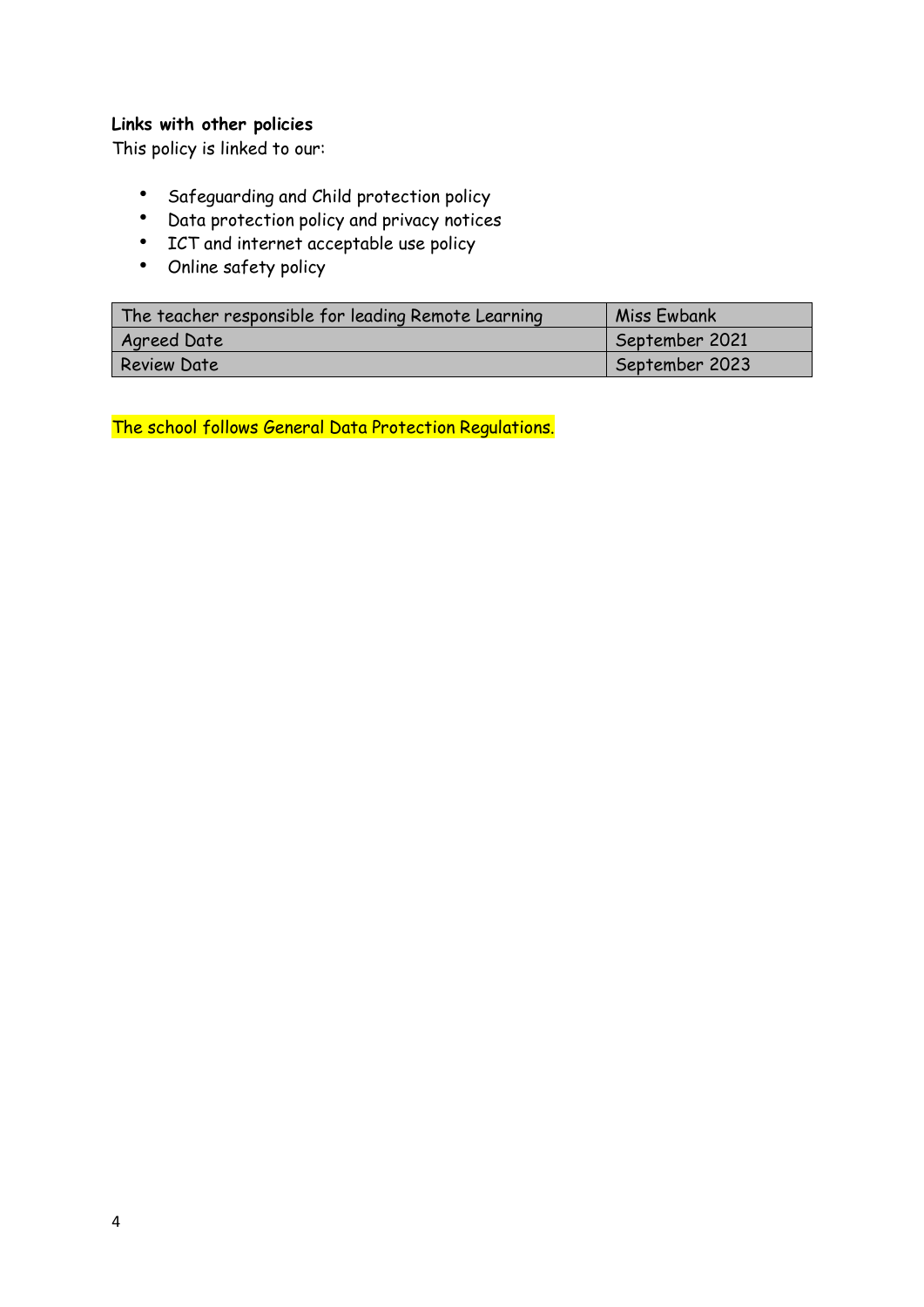**Links with other policies**

This policy is linked to our:

- Safeguarding and Child protection policy
- Data protection policy and privacy notices
- ICT and internet acceptable use policy
- Online safety policy

| | |
|---|---|
| The teacher responsible for leading Remote Learning | Miss Ewbank |
| Agreed Date | September 2021 |
| Review Date | September 2023 |

The school follows General Data Protection Regulations.